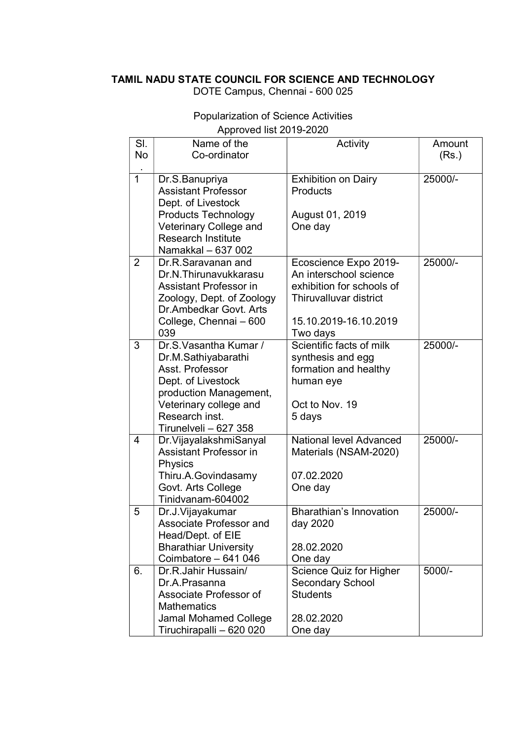**TAMIL NADU STATE COUNCIL FOR SCIENCE AND TECHNOLOGY**
DOTE Campus, Chennai - 600 025

Popularization of Science Activities
Approved list 2019-2020

| Sl. No. | Name of the Co-ordinator | Activity | Amount (Rs.) |
|---|---|---|---|
| 1 | Dr.S.Banupriya<br>Assistant Professor<br>Dept. of Livestock Products Technology<br>Veterinary College and Research Institute<br>Namakkal – 637 002 | Exhibition on Dairy Products<br><br>August 01, 2019<br>One day | 25000/- |
| 2 | Dr.R.Saravanan and Dr.N.Thirunavukkarasu<br>Assistant Professor in Zoology, Dept. of Zoology<br>Dr.Ambedkar Govt. Arts College, Chennai – 600 039 | Ecoscience Expo 2019- An interschool science exhibition for schools of Thiruvalluvar district<br><br>15.10.2019-16.10.2019<br>Two days | 25000/- |
| 3 | Dr.S.Vasantha Kumar / Dr.M.Sathiyabarathi<br>Asst. Professor<br>Dept. of Livestock production Management,<br>Veterinary college and Research inst.<br>Tirunelveli – 627 358 | Scientific facts of milk synthesis and egg formation and healthy human eye<br><br>Oct to Nov. 19<br>5 days | 25000/- |
| 4 | Dr.VijayalakshmiSanyal<br>Assistant Professor in Physics<br>Thiru.A.Govindasamy Govt. Arts College<br>Tinidvanam-604002 | National level Advanced Materials (NSAM-2020)<br><br>07.02.2020<br>One day | 25000/- |
| 5 | Dr.J.Vijayakumar<br>Associate Professor and Head/Dept. of EIE<br>Bharathiar University<br>Coimbatore – 641 046 | Bharathian's Innovation day 2020<br><br>28.02.2020<br>One day | 25000/- |
| 6. | Dr.R.Jahir Hussain/ Dr.A.Prasanna<br>Associate Professor of Mathematics<br>Jamal Mohamed College<br>Tiruchirapalli – 620 020 | Science Quiz for Higher Secondary School Students<br><br>28.02.2020<br>One day | 5000/- |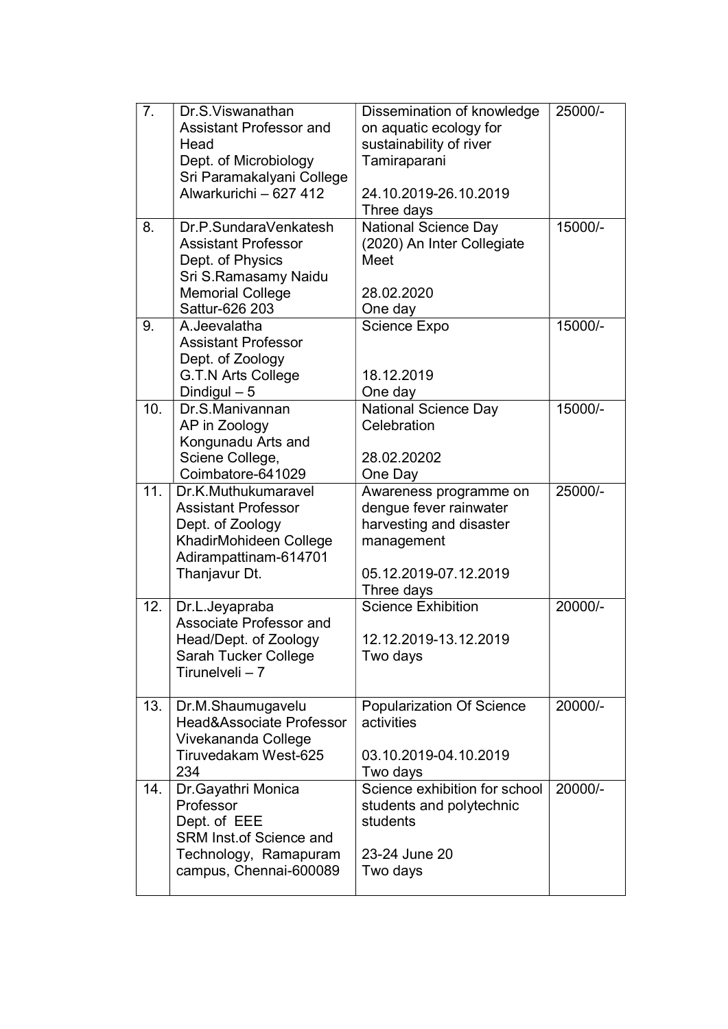| | | | |
|---|---|---|---|
| 7. | Dr.S.Viswanathan<br>Assistant Professor and Head<br>Dept. of Microbiology<br>Sri Paramakalyani College<br>Alwarkurichi – 627 412 | Dissemination of knowledge on aquatic ecology for sustainability of river Tamiraparani<br><br>24.10.2019-26.10.2019<br>Three days | 25000/- |
| 8. | Dr.P.SundaraVenkatesh<br>Assistant Professor<br>Dept. of Physics<br>Sri S.Ramasamy Naidu Memorial College<br>Sattur-626 203 | National Science Day (2020) An Inter Collegiate Meet<br><br>28.02.2020<br>One day | 15000/- |
| 9. | A.Jeevalatha<br>Assistant Professor<br>Dept. of Zoology<br>G.T.N Arts College<br>Dindigul – 5 | Science Expo<br><br>18.12.2019<br>One day | 15000/- |
| 10. | Dr.S.Manivannan<br>AP in Zoology<br>Kongunadu Arts and Sciene College,<br>Coimbatore-641029 | National Science Day Celebration<br><br>28.02.20202<br>One Day | 15000/- |
| 11. | Dr.K.Muthukumaravel<br>Assistant Professor<br>Dept. of Zoology<br>KhadirMohideen College<br>Adirampattinam-614701<br>Thanjavur Dt. | Awareness programme on dengue fever rainwater harvesting and disaster management<br><br>05.12.2019-07.12.2019<br>Three days | 25000/- |
| 12. | Dr.L.Jeyapraba<br>Associate Professor and Head/Dept. of Zoology<br>Sarah Tucker College<br>Tirunelveli – 7 | Science Exhibition<br><br>12.12.2019-13.12.2019<br>Two days | 20000/- |
| 13. | Dr.M.Shaumugavelu<br>Head&Associate Professor<br>Vivekananda College<br>Tiruvedakam West-625 234 | Popularization Of Science activities<br><br>03.10.2019-04.10.2019<br>Two days | 20000/- |
| 14. | Dr.Gayathri Monica<br>Professor<br>Dept. of EEE<br>SRM Inst.of Science and Technology, Ramapuram campus, Chennai-600089 | Science exhibition for school students and polytechnic students<br><br>23-24 June 20<br>Two days | 20000/- |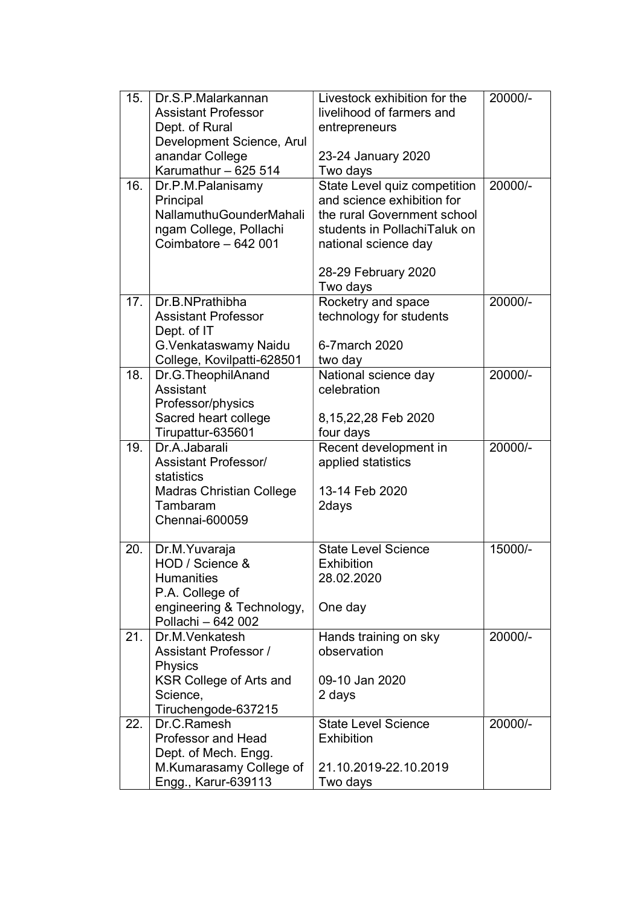| 15. | Dr.S.P.Malarkannan<br>Assistant Professor<br>Dept. of Rural Development Science, Arul anandar College<br>Karumathur – 625 514 | Livestock exhibition for the livelihood of farmers and entrepreneurs<br><br>23-24 January 2020<br>Two days | 20000/- |
|---|---|---|---|
| 16. | Dr.P.M.Palanisamy<br>Principal<br>NallamuthuGounderMahalingam College, Pollachi<br>Coimbatore – 642 001 | State Level quiz competition and science exhibition for the rural Government school students in PollachiTaluk on national science day<br><br>28-29 February 2020<br>Two days | 20000/- |
| 17. | Dr.B.NPrathibha<br>Assistant Professor<br>Dept. of IT<br>G.Venkataswamy Naidu College, Kovilpatti-628501 | Rocketry and space technology for students<br><br>6-7march 2020<br>two day | 20000/- |
| 18. | Dr.G.TheophilAnand<br>Assistant Professor/physics<br>Sacred heart college<br>Tirupattur-635601 | National science day celebration<br><br>8,15,22,28 Feb 2020<br>four days | 20000/- |
| 19. | Dr.A.Jabarali<br>Assistant Professor/ statistics<br>Madras Christian College<br>Tambaram<br>Chennai-600059 | Recent development in applied statistics<br><br>13-14 Feb 2020<br>2days | 20000/- |
| 20. | Dr.M.Yuvaraja<br>HOD / Science & Humanities<br>P.A. College of engineering & Technology, Pollachi – 642 002 | State Level Science Exhibition<br>28.02.2020<br><br>One day | 15000/- |
| 21. | Dr.M.Venkatesh<br>Assistant Professor / Physics<br>KSR College of Arts and Science,<br>Tiruchengode-637215 | Hands training on sky observation<br><br>09-10 Jan 2020<br>2 days | 20000/- |
| 22. | Dr.C.Ramesh<br>Professor and Head<br>Dept. of Mech. Engg.<br>M.Kumarasamy College of Engg., Karur-639113 | State Level Science Exhibition<br><br>21.10.2019-22.10.2019<br>Two days | 20000/- |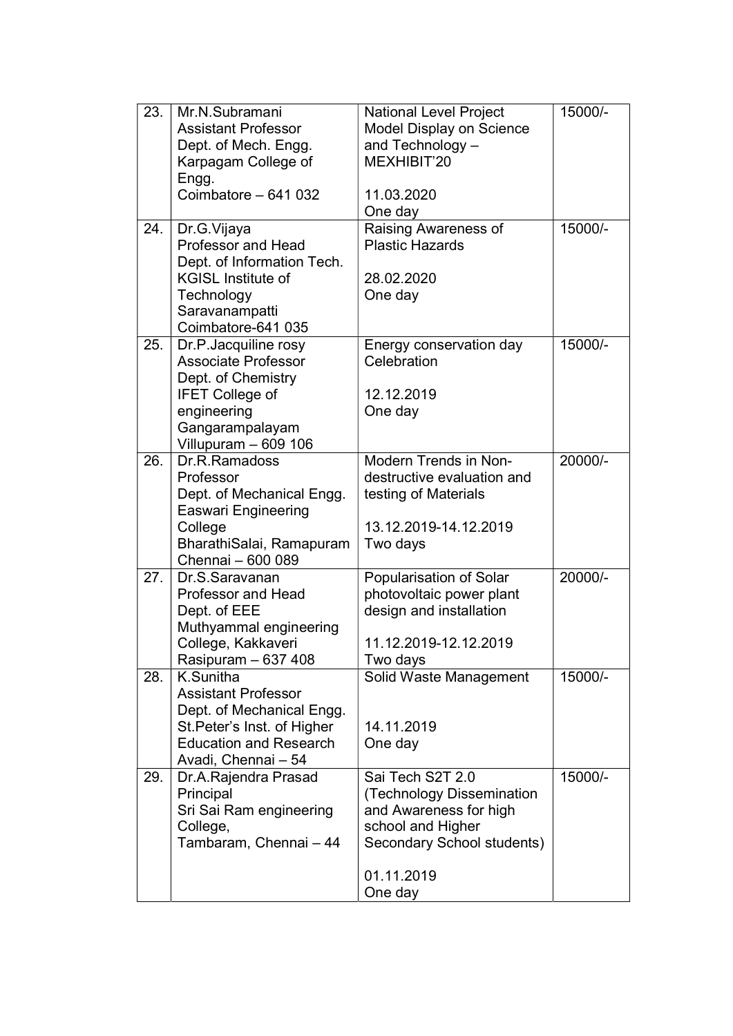| | | | |
|---|---|---|---|
| 23. | Mr.N.Subramani<br>Assistant Professor<br>Dept. of Mech. Engg.<br>Karpagam College of Engg.<br>Coimbatore – 641 032 | National Level Project Model Display on Science and Technology – MEXHIBIT'20<br><br>11.03.2020<br>One day | 15000/- |
| 24. | Dr.G.Vijaya<br>Professor and Head<br>Dept. of Information Tech.<br>KGISL Institute of Technology<br>Saravanampatti<br>Coimbatore-641 035 | Raising Awareness of Plastic Hazards<br><br>28.02.2020<br>One day | 15000/- |
| 25. | Dr.P.Jacquiline rosy<br>Associate Professor<br>Dept. of Chemistry<br>IFET College of engineering<br>Gangarampalayam<br>Villupuram – 609 106 | Energy conservation day Celebration<br><br>12.12.2019<br>One day | 15000/- |
| 26. | Dr.R.Ramadoss<br>Professor<br>Dept. of Mechanical Engg.<br>Easwari Engineering College<br>BharathiSalai, Ramapuram<br>Chennai – 600 089 | Modern Trends in Non-destructive evaluation and testing of Materials<br><br>13.12.2019-14.12.2019<br>Two days | 20000/- |
| 27. | Dr.S.Saravanan<br>Professor and Head<br>Dept. of EEE<br>Muthyammal engineering College, Kakkaveri<br>Rasipuram – 637 408 | Popularisation of Solar photovoltaic power plant design and installation<br><br>11.12.2019-12.12.2019<br>Two days | 20000/- |
| 28. | K.Sunitha<br>Assistant Professor<br>Dept. of Mechanical Engg.<br>St.Peter's Inst. of Higher Education and Research<br>Avadi, Chennai – 54 | Solid Waste Management<br><br>14.11.2019<br>One day | 15000/- |
| 29. | Dr.A.Rajendra Prasad<br>Principal<br>Sri Sai Ram engineering College,<br>Tambaram, Chennai – 44 | Sai Tech S2T 2.0 (Technology Dissemination and Awareness for high school and Higher Secondary School students)<br><br>01.11.2019<br>One day | 15000/- |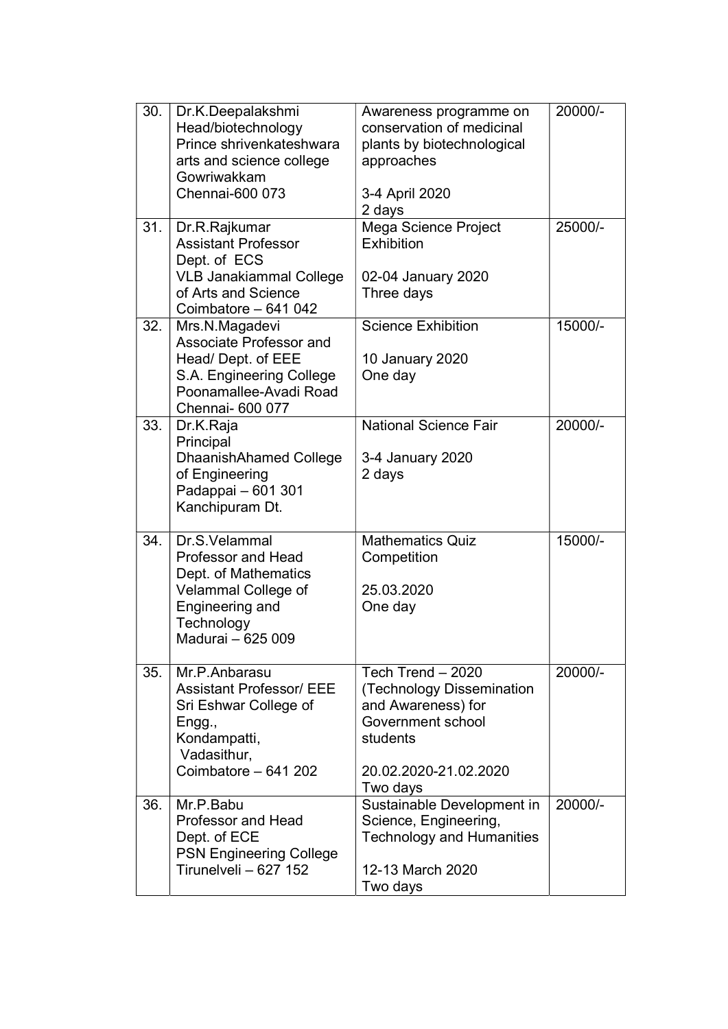| 30. | Dr.K.Deepalakshmi<br>Head/biotechnology<br>Prince shrivenkateshwara arts and science college<br>Gowriwakkam<br>Chennai-600 073 | Awareness programme on conservation of medicinal plants by biotechnological approaches<br><br>3-4 April 2020<br>2 days | 20000/- |
|---|---|---|---|
| 31. | Dr.R.Rajkumar<br>Assistant Professor<br>Dept. of ECS<br>VLB Janakiammal College of Arts and Science<br>Coimbatore – 641 042 | Mega Science Project Exhibition<br><br>02-04 January 2020<br>Three days | 25000/- |
| 32. | Mrs.N.Magadevi<br>Associate Professor and Head/ Dept. of EEE<br>S.A. Engineering College<br>Poonamallee-Avadi Road<br>Chennai- 600 077 | Science Exhibition<br><br>10 January 2020<br>One day | 15000/- |
| 33. | Dr.K.Raja<br>Principal<br>DhaanishAhamed College of Engineering<br>Padappai – 601 301<br>Kanchipuram Dt. | National Science Fair<br><br>3-4 January 2020<br>2 days | 20000/- |
| 34. | Dr.S.Velammal<br>Professor and Head<br>Dept. of Mathematics<br>Velammal College of Engineering and Technology<br>Madurai – 625 009 | Mathematics Quiz Competition<br><br>25.03.2020<br>One day | 15000/- |
| 35. | Mr.P.Anbarasu<br>Assistant Professor/ EEE<br>Sri Eshwar College of Engg.,<br>Kondampatti,<br>Vadasithur,<br>Coimbatore – 641 202 | Tech Trend – 2020 (Technology Dissemination and Awareness) for Government school students<br><br>20.02.2020-21.02.2020<br>Two days | 20000/- |
| 36. | Mr.P.Babu<br>Professor and Head<br>Dept. of ECE<br>PSN Engineering College<br>Tirunelveli – 627 152 | Sustainable Development in Science, Engineering, Technology and Humanities<br><br>12-13 March 2020<br>Two days | 20000/- |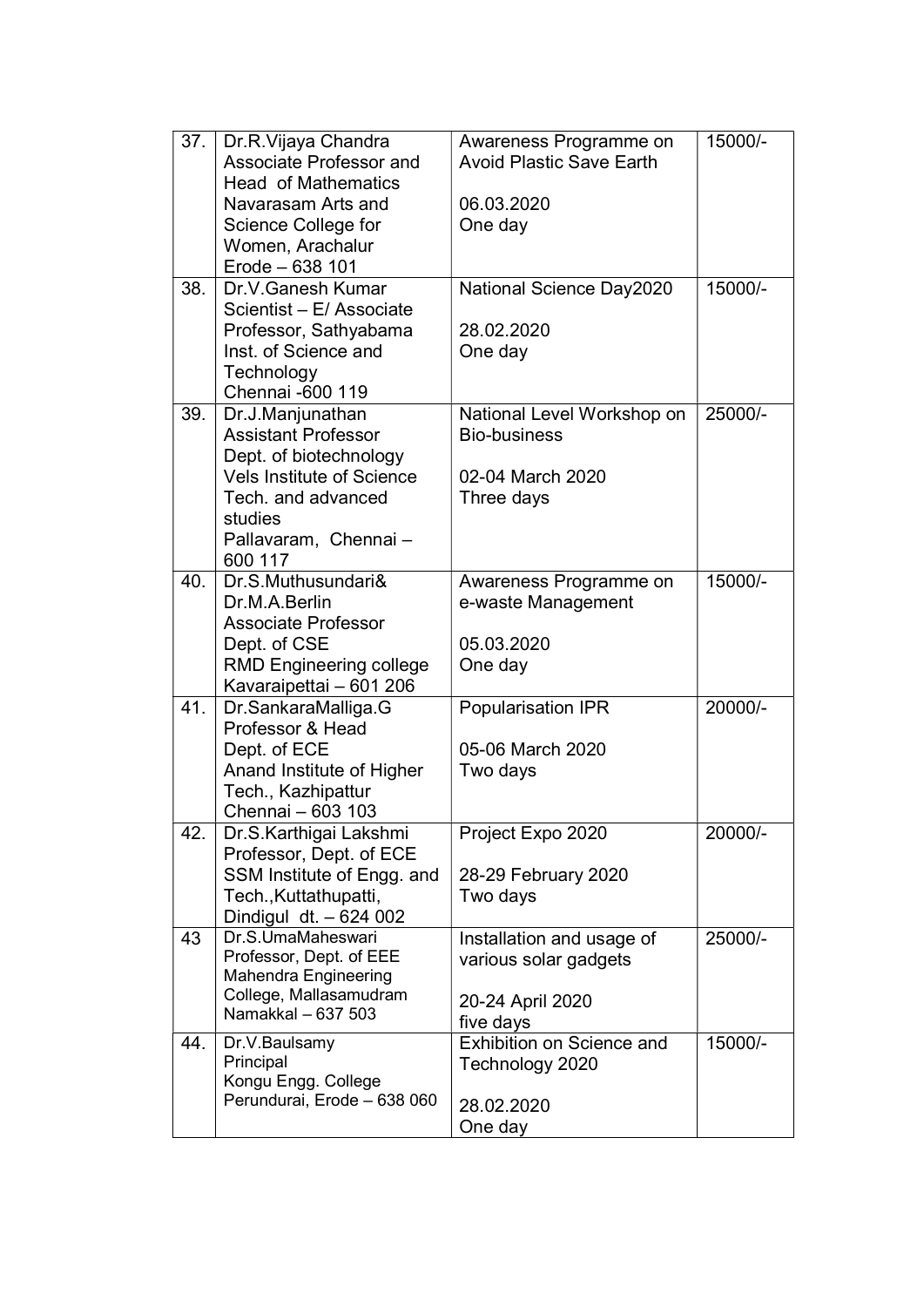| 37. | Dr.R.Vijaya Chandra<br>Associate Professor and<br>Head of Mathematics<br>Navarasam Arts and<br>Science College for<br>Women, Arachalur<br>Erode – 638 101 | Awareness Programme on<br>Avoid Plastic Save Earth<br><br>06.03.2020<br>One day | 15000/- |
|---|---|---|---|
| 38. | Dr.V.Ganesh Kumar<br>Scientist – E/ Associate<br>Professor, Sathyabama<br>Inst. of Science and<br>Technology<br>Chennai -600 119 | National Science Day2020<br><br>28.02.2020<br>One day | 15000/- |
| 39. | Dr.J.Manjunathan<br>Assistant Professor<br>Dept. of biotechnology<br>Vels Institute of Science<br>Tech. and advanced<br>studies<br>Pallavaram, Chennai –<br>600 117 | National Level Workshop on<br>Bio-business<br><br>02-04 March 2020<br>Three days | 25000/- |
| 40. | Dr.S.Muthusundari&<br>Dr.M.A.Berlin<br>Associate Professor<br>Dept. of CSE<br>RMD Engineering college<br>Kavaraipettai – 601 206 | Awareness Programme on<br>e-waste Management<br><br>05.03.2020<br>One day | 15000/- |
| 41. | Dr.SankaraMalliga.G<br>Professor & Head<br>Dept. of ECE<br>Anand Institute of Higher<br>Tech., Kazhipattur<br>Chennai – 603 103 | Popularisation IPR<br><br>05-06 March 2020<br>Two days | 20000/- |
| 42. | Dr.S.Karthigai Lakshmi<br>Professor, Dept. of ECE<br>SSM Institute of Engg. and<br>Tech.,Kuttathupatti,<br>Dindigul dt. – 624 002 | Project Expo 2020<br><br>28-29 February 2020<br>Two days | 20000/- |
| 43 | Dr.S.UmaMaheswari<br>Professor, Dept. of EEE<br>Mahendra Engineering<br>College, Mallasamudram<br>Namakkal – 637 503 | Installation and usage of<br>various solar gadgets<br><br>20-24 April 2020<br>five days | 25000/- |
| 44. | Dr.V.Baulsamy<br>Principal<br>Kongu Engg. College<br>Perundurai, Erode – 638 060 | Exhibition on Science and<br>Technology 2020<br><br>28.02.2020<br>One day | 15000/- |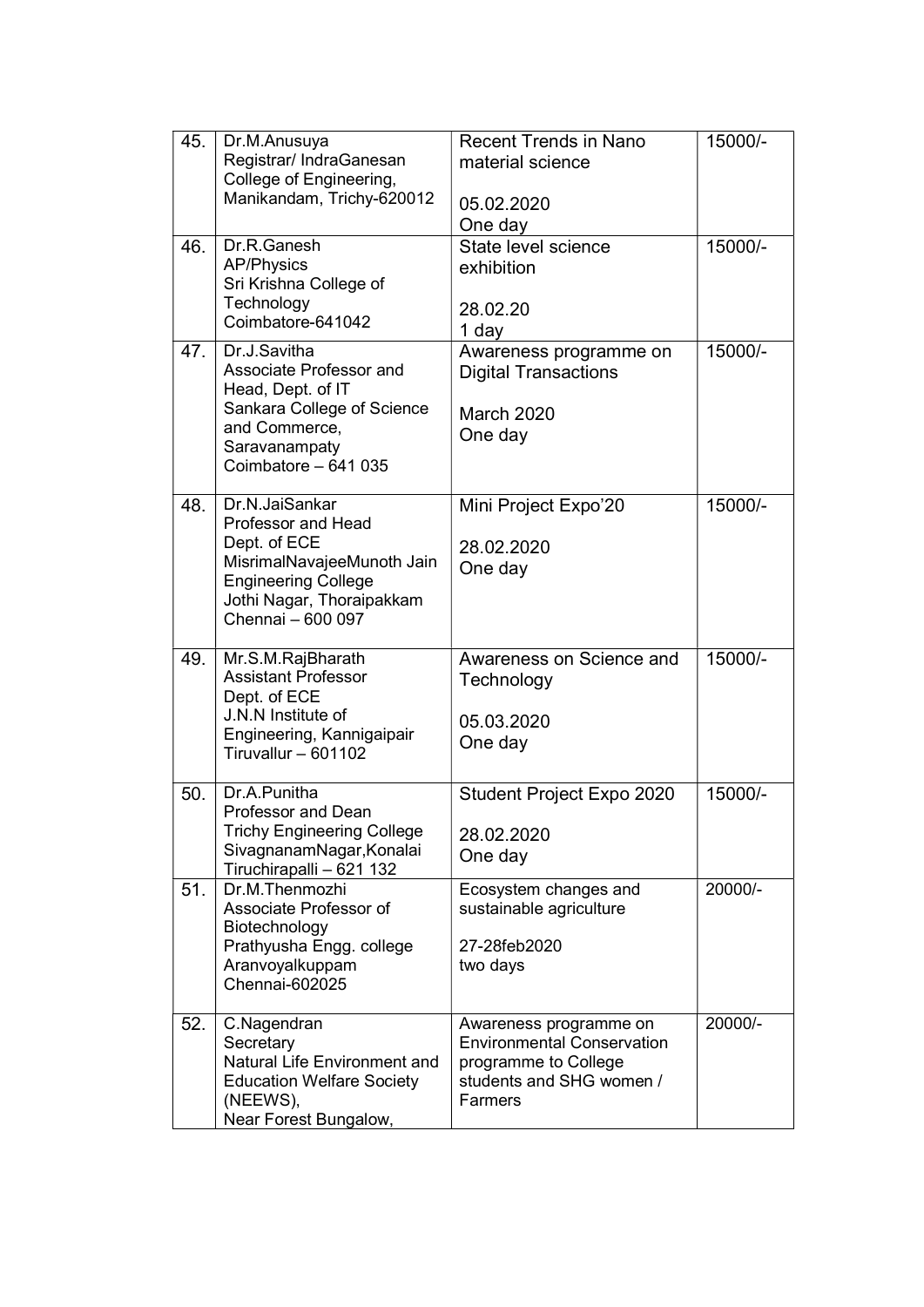| | | | |
|---|---|---|---|
| 45. | Dr.M.Anusuya<br>Registrar/ IndraGanesan College of Engineering,<br>Manikandam, Trichy-620012 | Recent Trends in Nano material science<br><br>05.02.2020<br>One day | 15000/- |
| 46. | Dr.R.Ganesh<br>AP/Physics<br>Sri Krishna College of Technology<br>Coimbatore-641042 | State level science exhibition<br><br>28.02.20<br>1 day | 15000/- |
| 47. | Dr.J.Savitha<br>Associate Professor and Head, Dept. of IT<br>Sankara College of Science and Commerce,<br>Saravanampaty<br>Coimbatore – 641 035 | Awareness programme on Digital Transactions<br><br>March 2020<br>One day | 15000/- |
| 48. | Dr.N.JaiSankar<br>Professor and Head<br>Dept. of ECE<br>MisrimalNavajeeMunoth Jain Engineering College<br>Jothi Nagar, Thoraipakkam<br>Chennai – 600 097 | Mini Project Expo'20<br><br>28.02.2020<br>One day | 15000/- |
| 49. | Mr.S.M.RajBharath<br>Assistant Professor<br>Dept. of ECE<br>J.N.N Institute of Engineering, Kannigaipair<br>Tiruvallur – 601102 | Awareness on Science and Technology<br><br>05.03.2020<br>One day | 15000/- |
| 50. | Dr.A.Punitha<br>Professor and Dean<br>Trichy Engineering College<br>SivagnanamNagar,Konalai<br>Tiruchirapalli – 621 132 | Student Project Expo 2020<br><br>28.02.2020<br>One day | 15000/- |
| 51. | Dr.M.Thenmozhi<br>Associate Professor of Biotechnology<br>Prathyusha Engg. college<br>Aranvoyalkuppam<br>Chennai-602025 | Ecosystem changes and sustainable agriculture<br><br>27-28feb2020<br>two days | 20000/- |
| 52. | C.Nagendran<br>Secretary<br>Natural Life Environment and Education Welfare Society (NEEWS),<br>Near Forest Bungalow, | Awareness programme on Environmental Conservation programme to College students and SHG women / Farmers | 20000/- |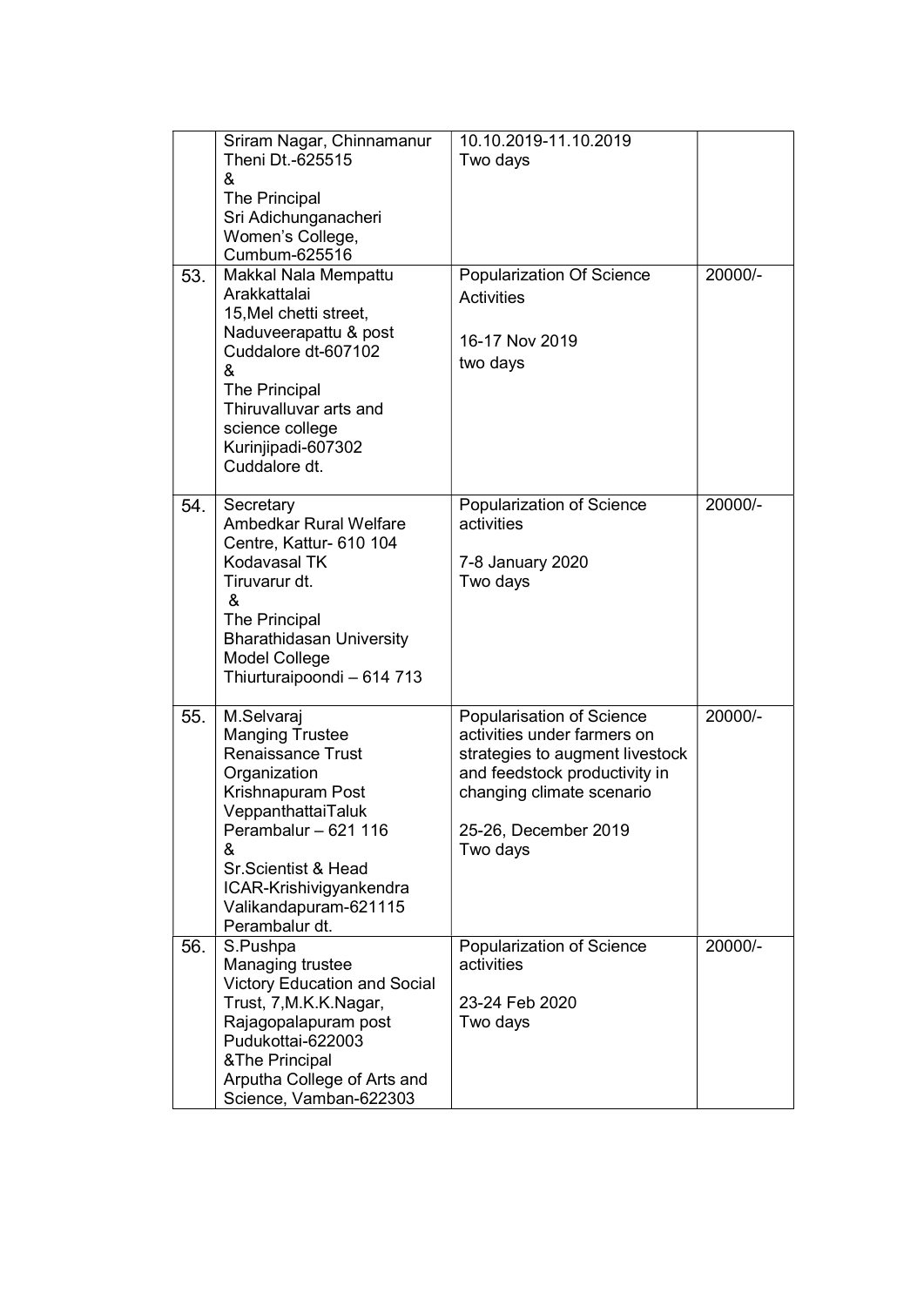| | | | |
|---|---|---|---|
| | Sriram Nagar, Chinnamanur Theni Dt.-625515 & The Principal Sri Adichunganacheri Women's College, Cumbum-625516 | 10.10.2019-11.10.2019 Two days | |
| 53. | Makkal Nala Mempattu Arakkattalai 15,Mel chetti street, Naduveerapattu & post Cuddalore dt-607102 & The Principal Thiruvalluvar arts and science college Kurinjipadi-607302 Cuddalore dt. | Popularization Of Science Activities 16-17 Nov 2019 two days | 20000/- |
| 54. | Secretary Ambedkar Rural Welfare Centre, Kattur- 610 104 Kodavasal TK Tiruvarur dt. & The Principal Bharathidasan University Model College Thiurturaipoondi – 614 713 | Popularization of Science activities 7-8 January 2020 Two days | 20000/- |
| 55. | M.Selvaraj Manging Trustee Renaissance Trust Organization Krishnapuram Post VeppanthattaiTaluk Perambalur – 621 116 & Sr.Scientist & Head ICAR-Krishivigyankendra Valikandapuram-621115 Perambalur dt. | Popularisation of Science activities under farmers on strategies to augment livestock and feedstock productivity in changing climate scenario 25-26, December 2019 Two days | 20000/- |
| 56. | S.Pushpa Managing trustee Victory Education and Social Trust, 7,M.K.K.Nagar, Rajagopalapuram post Pudukottai-622003 &The Principal Arputha College of Arts and Science, Vamban-622303 | Popularization of Science activities 23-24 Feb 2020 Two days | 20000/- |